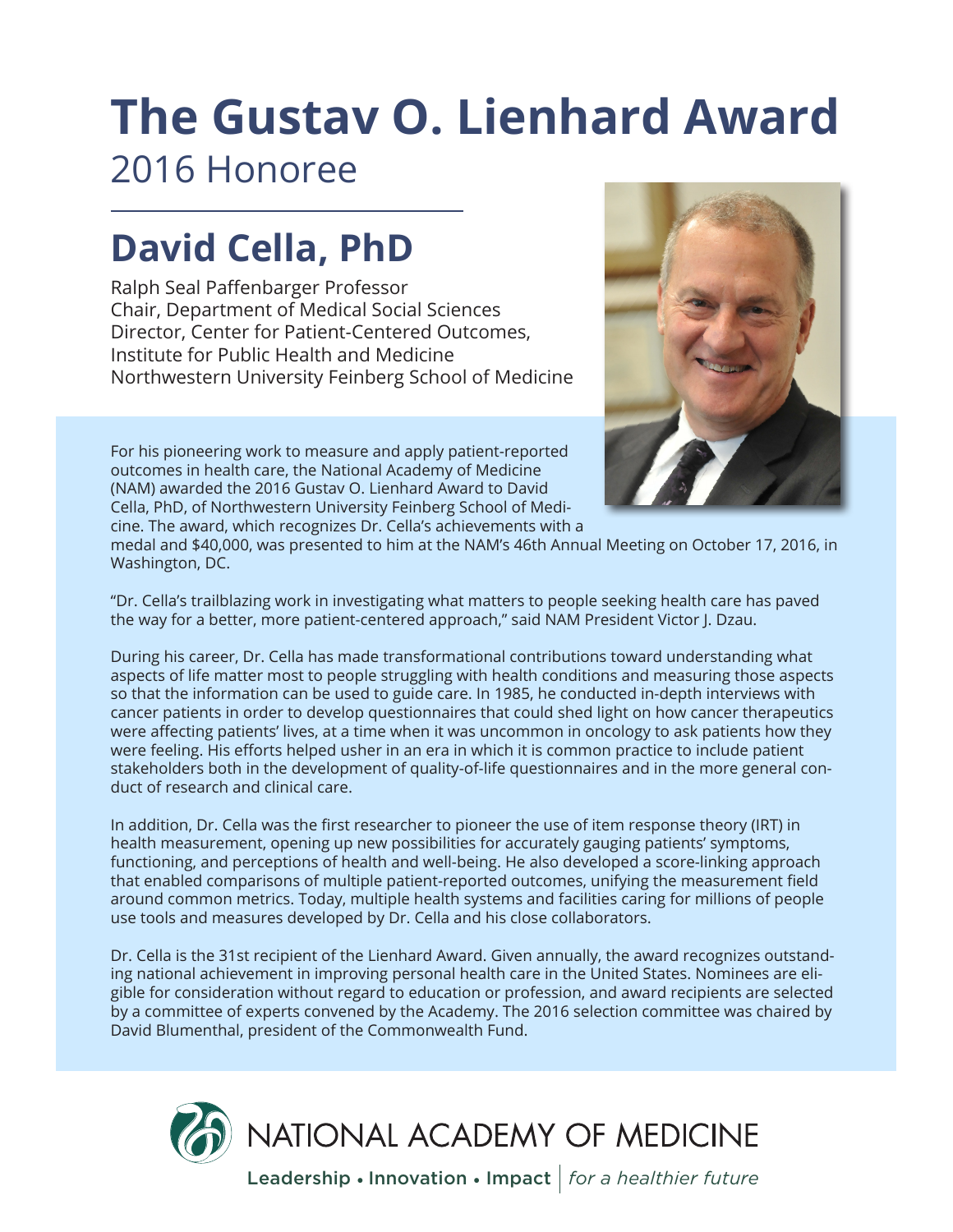# The Gustav O. Lienhard Award

2016 Honoree

## David Cella, PhD

Ralph Seal Paffenbarger Professor
Chair, Department of Medical Social Sciences
Director, Center for Patient-Centered Outcomes,
Institute for Public Health and Medicine
Northwestern University Feinberg School of Medicine

For his pioneering work to measure and apply patient-reported outcomes in health care, the National Academy of Medicine (NAM) awarded the 2016 Gustav O. Lienhard Award to David Cella, PhD, of Northwestern University Feinberg School of Medicine. The award, which recognizes Dr. Cella's achievements with a medal and $40,000, was presented to him at the NAM's 46th Annual Meeting on October 17, 2016, in Washington, DC.

"Dr. Cella's trailblazing work in investigating what matters to people seeking health care has paved the way for a better, more patient-centered approach," said NAM President Victor J. Dzau.

During his career, Dr. Cella has made transformational contributions toward understanding what aspects of life matter most to people struggling with health conditions and measuring those aspects so that the information can be used to guide care. In 1985, he conducted in-depth interviews with cancer patients in order to develop questionnaires that could shed light on how cancer therapeutics were affecting patients' lives, at a time when it was uncommon in oncology to ask patients how they were feeling. His efforts helped usher in an era in which it is common practice to include patient stakeholders both in the development of quality-of-life questionnaires and in the more general conduct of research and clinical care.

In addition, Dr. Cella was the first researcher to pioneer the use of item response theory (IRT) in health measurement, opening up new possibilities for accurately gauging patients' symptoms, functioning, and perceptions of health and well-being. He also developed a score-linking approach that enabled comparisons of multiple patient-reported outcomes, unifying the measurement field around common metrics. Today, multiple health systems and facilities caring for millions of people use tools and measures developed by Dr. Cella and his close collaborators.

Dr. Cella is the 31st recipient of the Lienhard Award. Given annually, the award recognizes outstanding national achievement in improving personal health care in the United States. Nominees are eligible for consideration without regard to education or profession, and award recipients are selected by a committee of experts convened by the Academy. The 2016 selection committee was chaired by David Blumenthal, president of the Commonwealth Fund.

NATIONAL ACADEMY OF MEDICINE

Leadership • Innovation • Impact | *for a healthier future*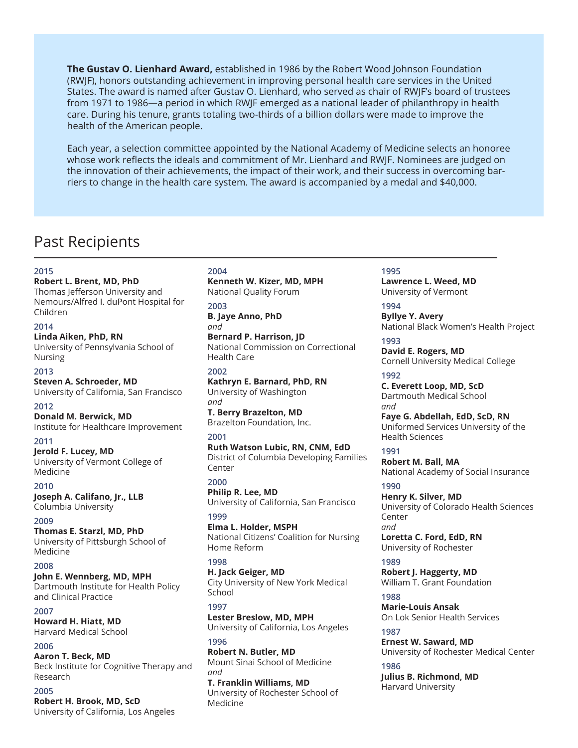**The Gustav O. Lienhard Award,** established in 1986 by the Robert Wood Johnson Foundation (RWJF), honors outstanding achievement in improving personal health care services in the United States. The award is named after Gustav O. Lienhard, who served as chair of RWJF's board of trustees from 1971 to 1986—a period in which RWJF emerged as a national leader of philanthropy in health care. During his tenure, grants totaling two-thirds of a billion dollars were made to improve the health of the American people.

Each year, a selection committee appointed by the National Academy of Medicine selects an honoree whose work reflects the ideals and commitment of Mr. Lienhard and RWJF. Nominees are judged on the innovation of their achievements, the impact of their work, and their success in overcoming barriers to change in the health care system. The award is accompanied by a medal and $40,000.

# Past Recipients

**2015**
**Robert L. Brent, MD, PhD**
Thomas Jefferson University and Nemours/Alfred I. duPont Hospital for Children

**2014**
**Linda Aiken, PhD, RN**
University of Pennsylvania School of Nursing

**2013**
**Steven A. Schroeder, MD**
University of California, San Francisco

**2012**
**Donald M. Berwick, MD**
Institute for Healthcare Improvement

**2011**
**Jerold F. Lucey, MD**
University of Vermont College of Medicine

**2010**
**Joseph A. Califano, Jr., LLB**
Columbia University

**2009**
**Thomas E. Starzl, MD, PhD**
University of Pittsburgh School of Medicine

**2008**
**John E. Wennberg, MD, MPH**
Dartmouth Institute for Health Policy and Clinical Practice

**2007**
**Howard H. Hiatt, MD**
Harvard Medical School

**2006**
**Aaron T. Beck, MD**
Beck Institute for Cognitive Therapy and Research

**2005**
**Robert H. Brook, MD, ScD**
University of California, Los Angeles

**2004**
**Kenneth W. Kizer, MD, MPH**
National Quality Forum

**2003**
**B. Jaye Anno, PhD**
*and*
**Bernard P. Harrison, JD**
National Commission on Correctional Health Care

**2002**
**Kathryn E. Barnard, PhD, RN**
University of Washington
*and*
**T. Berry Brazelton, MD**
Brazelton Foundation, Inc.

**2001**
**Ruth Watson Lubic, RN, CNM, EdD**
District of Columbia Developing Families Center

**2000**
**Philip R. Lee, MD**
University of California, San Francisco

**1999**
**Elma L. Holder, MSPH**
National Citizens' Coalition for Nursing Home Reform

**1998**
**H. Jack Geiger, MD**
City University of New York Medical School

**1997**
**Lester Breslow, MD, MPH**
University of California, Los Angeles

**1996**
**Robert N. Butler, MD**
Mount Sinai School of Medicine
*and*
**T. Franklin Williams, MD**
University of Rochester School of Medicine

**1995**
**Lawrence L. Weed, MD**
University of Vermont

**1994**
**Byllye Y. Avery**
National Black Women's Health Project

**1993**
**David E. Rogers, MD**
Cornell University Medical College

**1992**
**C. Everett Loop, MD, ScD**
Dartmouth Medical School
*and*
**Faye G. Abdellah, EdD, ScD, RN**
Uniformed Services University of the Health Sciences

**1991**
**Robert M. Ball, MA**
National Academy of Social Insurance

**1990**
**Henry K. Silver, MD**
University of Colorado Health Sciences Center
*and*
**Loretta C. Ford, EdD, RN**
University of Rochester

**1989**
**Robert J. Haggerty, MD**
William T. Grant Foundation

**1988**
**Marie-Louis Ansak**
On Lok Senior Health Services

**1987**
**Ernest W. Saward, MD**
University of Rochester Medical Center

**1986**
**Julius B. Richmond, MD**
Harvard University